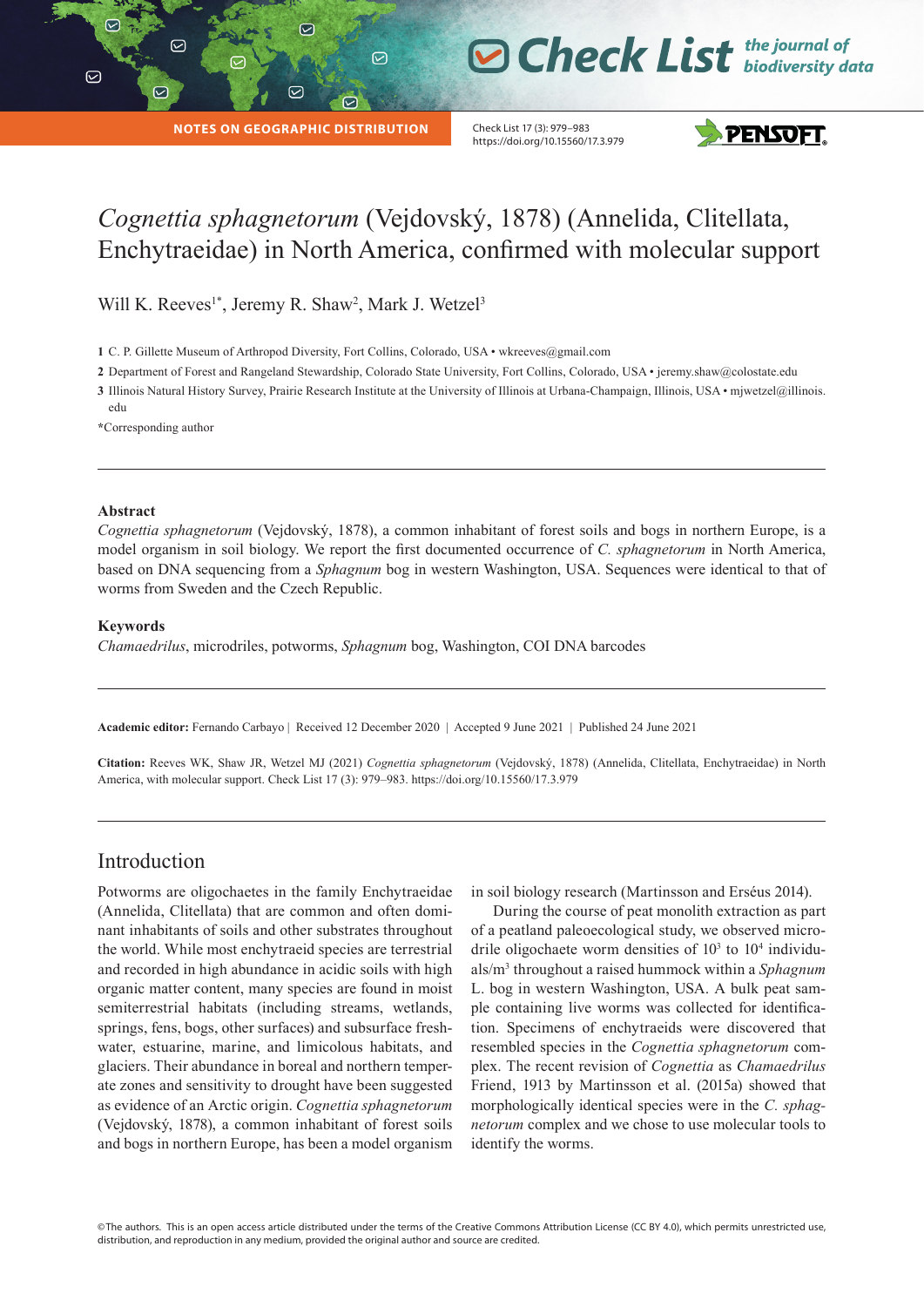NOTES ON GEOGRAPHIC DISTRIBUTION

# *Cognettia sphagnetorum* (Vejdovský, 1878) (Annelida, Clitellata, Enchytraeidae) in North America, confirmed with molecular support

Will K. Reeves[1*], Jeremy R. Shaw[2], Mark J. Wetzel[3]

1 C. P. Gillette Museum of Arthropod Diversity, Fort Collins, Colorado, USA • wkreeves@gmail.com

2 Department of Forest and Rangeland Stewardship, Colorado State University, Fort Collins, Colorado, USA • jeremy.shaw@colostate.edu

3 Illinois Natural History Survey, Prairie Research Institute at the University of Illinois at Urbana-Champaign, Illinois, USA • mjwetzel@illinois.edu

*Corresponding author

### Abstract

*Cognettia sphagnetorum* (Vejdovský, 1878), a common inhabitant of forest soils and bogs in northern Europe, is a model organism in soil biology. We report the first documented occurrence of *C. sphagnetorum* in North America, based on DNA sequencing from a *Sphagnum* bog in western Washington, USA. Sequences were identical to that of worms from Sweden and the Czech Republic.

### Keywords

*Chamaedrilus*, microdriles, potworms, *Sphagnum* bog, Washington, COI DNA barcodes

**Academic editor:** Fernando Carbayo | Received 12 December 2020 | Accepted 9 June 2021 | Published 24 June 2021

**Citation:** Reeves WK, Shaw JR, Wetzel MJ (2021) *Cognettia sphagnetorum* (Vejdovský, 1878) (Annelida, Clitellata, Enchytraeidae) in North America, with molecular support. Check List 17 (3): 979–983. https://doi.org/10.15560/17.3.979

## Introduction

Potworms are oligochaetes in the family Enchytraeidae (Annelida, Clitellata) that are common and often dominant inhabitants of soils and other substrates throughout the world. While most enchytraeid species are terrestrial and recorded in high abundance in acidic soils with high organic matter content, many species are found in moist semiterrestrial habitats (including streams, wetlands, springs, fens, bogs, other surfaces) and subsurface freshwater, estuarine, marine, and limicolous habitats, and glaciers. Their abundance in boreal and northern temperate zones and sensitivity to drought have been suggested as evidence of an Arctic origin. *Cognettia sphagnetorum* (Vejdovský, 1878), a common inhabitant of forest soils and bogs in northern Europe, has been a model organism in soil biology research (Martinsson and Erséus 2014).

During the course of peat monolith extraction as part of a peatland paleoecological study, we observed microdrile oligochaete worm densities of $10^3$ to $10^4$ individuals/m$^3$ throughout a raised hummock within a *Sphagnum* L. bog in western Washington, USA. A bulk peat sample containing live worms was collected for identification. Specimens of enchytraeids were discovered that resembled species in the *Cognettia sphagnetorum* complex. The recent revision of *Cognettia* as *Chamaedrilus* Friend, 1913 by Martinsson et al. (2015a) showed that morphologically identical species were in the *C. sphagnetorum* complex and we chose to use molecular tools to identify the worms.

©The authors. This is an open access article distributed under the terms of the Creative Commons Attribution License (CC BY 4.0), which permits unrestricted use, distribution, and reproduction in any medium, provided the original author and source are credited.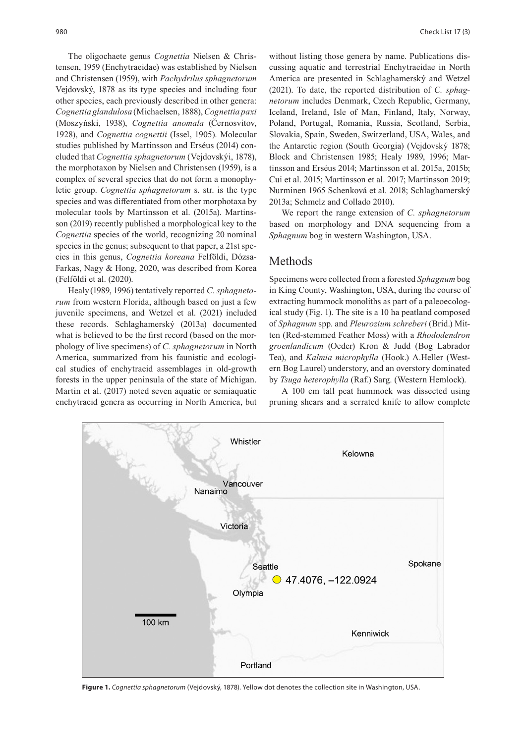The oligochaete genus *Cognettia* Nielsen & Christensen, 1959 (Enchytraeidae) was established by Nielsen and Christensen (1959), with *Pachydrilus sphagnetorum* Vejdovský, 1878 as its type species and including four other species, each previously described in other genera: *Cognettia glandulosa* (Michaelsen, 1888), *Cognettia paxi* (Moszyński, 1938), *Cognettia anomala* (Černosvitov, 1928), and *Cognettia cognettii* (Issel, 1905). Molecular studies published by Martinsson and Erséus (2014) concluded that *Cognettia sphagnetorum* (Vejdovskýi, 1878), the morphotaxon by Nielsen and Christensen (1959), is a complex of several species that do not form a monophyletic group. *Cognettia sphagnetorum* s. str. is the type species and was differentiated from other morphotaxa by molecular tools by Martinsson et al. (2015a). Martinsson (2019) recently published a morphological key to the *Cognettia* species of the world, recognizing 20 nominal species in the genus; subsequent to that paper, a 21st species in this genus, *Cognettia koreana* Felföldi, Dózsa-Farkas, Nagy & Hong, 2020, was described from Korea (Felföldi et al. (2020).

Healy (1989, 1996) tentatively reported *C. sphagnetorum* from western Florida, although based on just a few juvenile specimens, and Wetzel et al. (2021) included these records. Schlaghamerský (2013a) documented what is believed to be the first record (based on the morphology of live specimens) of *C. sphagnetorum* in North America, summarized from his faunistic and ecological studies of enchytraeid assemblages in old-growth forests in the upper peninsula of the state of Michigan. Martin et al. (2017) noted seven aquatic or semiaquatic enchytraeid genera as occurring in North America, but without listing those genera by name. Publications discussing aquatic and terrestrial Enchytraeidae in North America are presented in Schlaghamerský and Wetzel (2021). To date, the reported distribution of *C. sphagnetorum* includes Denmark, Czech Republic, Germany, Iceland, Ireland, Isle of Man, Finland, Italy, Norway, Poland, Portugal, Romania, Russia, Scotland, Serbia, Slovakia, Spain, Sweden, Switzerland, USA, Wales, and the Antarctic region (South Georgia) (Vejdovský 1878; Block and Christensen 1985; Healy 1989, 1996; Martinsson and Erséus 2014; Martinsson et al. 2015a, 2015b; Cui et al. 2015; Martinsson et al. 2017; Martinsson 2019; Nurminen 1965 Schenková et al. 2018; Schlaghamerský 2013a; Schmelz and Collado 2010).

We report the range extension of *C. sphagnetorum* based on morphology and DNA sequencing from a *Sphagnum* bog in western Washington, USA.

## Methods

Specimens were collected from a forested *Sphagnum* bog in King County, Washington, USA, during the course of extracting hummock monoliths as part of a paleoecological study (Fig. 1). The site is a 10 ha peatland composed of *Sphagnum* spp. and *Pleurozium schreberi* (Brid.) Mitten (Red-stemmed Feather Moss) with a *Rhododendron groenlandicum* (Oeder) Kron & Judd (Bog Labrador Tea), and *Kalmia microphylla* (Hook.) A.Heller (Western Bog Laurel) understory, and an overstory dominated by *Tsuga heterophylla* (Raf.) Sarg. (Western Hemlock).

A 100 cm tall peat hummock was dissected using pruning shears and a serrated knife to allow complete

**Figure 1.** *Cognettia sphagnetorum* (Vejdovský, 1878). Yellow dot denotes the collection site in Washington, USA.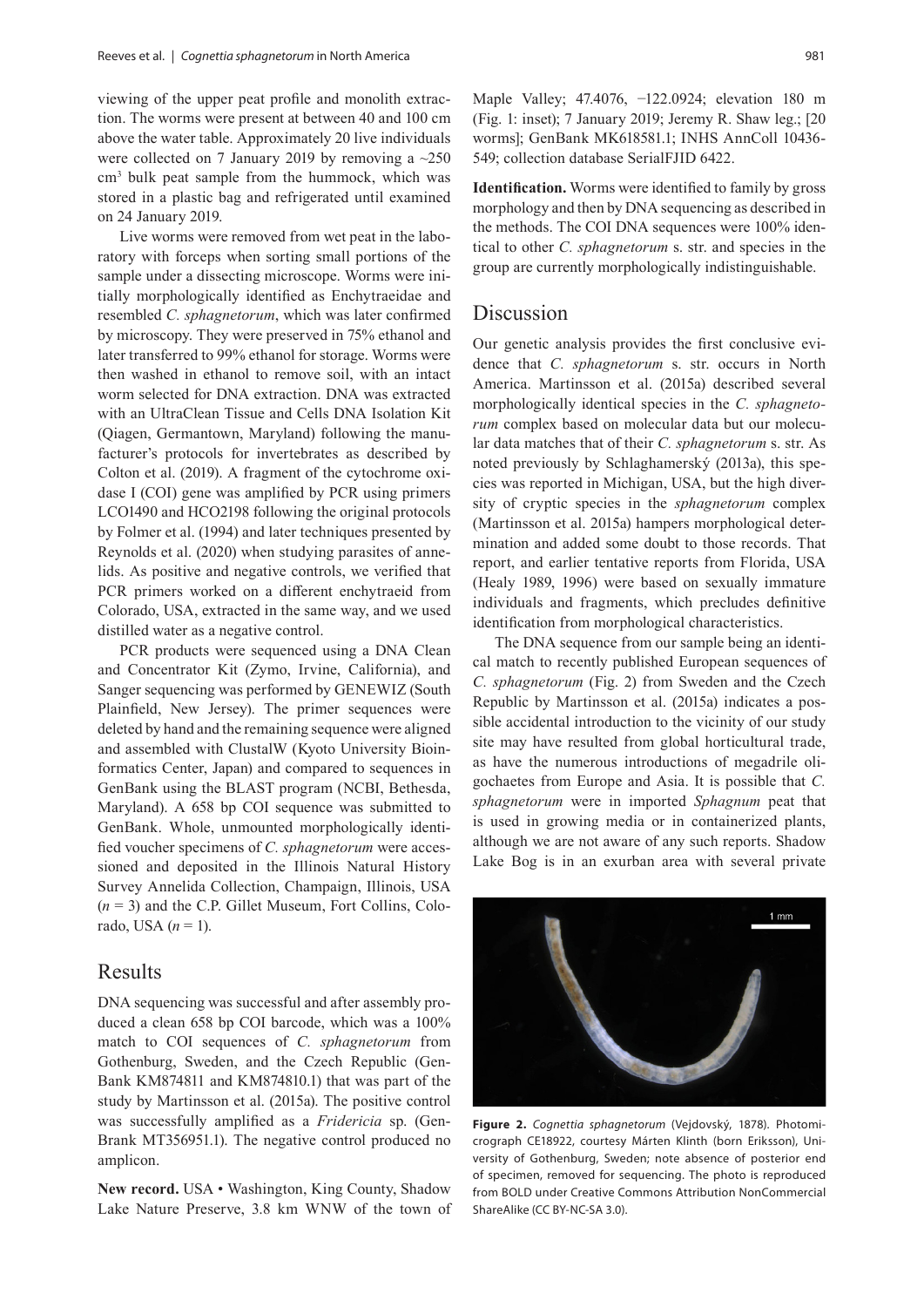viewing of the upper peat profile and monolith extraction. The worms were present at between 40 and 100 cm above the water table. Approximately 20 live individuals were collected on 7 January 2019 by removing a ~250 cm$^3$ bulk peat sample from the hummock, which was stored in a plastic bag and refrigerated until examined on 24 January 2019.

Live worms were removed from wet peat in the laboratory with forceps when sorting small portions of the sample under a dissecting microscope. Worms were initially morphologically identified as Enchytraeidae and resembled *C. sphagnetorum*, which was later confirmed by microscopy. They were preserved in 75% ethanol and later transferred to 99% ethanol for storage. Worms were then washed in ethanol to remove soil, with an intact worm selected for DNA extraction. DNA was extracted with an UltraClean Tissue and Cells DNA Isolation Kit (Qiagen, Germantown, Maryland) following the manufacturer's protocols for invertebrates as described by Colton et al. (2019). A fragment of the cytochrome oxidase I (COI) gene was amplified by PCR using primers LCO1490 and HCO2198 following the original protocols by Folmer et al. (1994) and later techniques presented by Reynolds et al. (2020) when studying parasites of annelids. As positive and negative controls, we verified that PCR primers worked on a different enchytraeid from Colorado, USA, extracted in the same way, and we used distilled water as a negative control.

PCR products were sequenced using a DNA Clean and Concentrator Kit (Zymo, Irvine, California), and Sanger sequencing was performed by GENEWIZ (South Plainfield, New Jersey). The primer sequences were deleted by hand and the remaining sequence were aligned and assembled with ClustalW (Kyoto University Bioinformatics Center, Japan) and compared to sequences in GenBank using the BLAST program (NCBI, Bethesda, Maryland). A 658 bp COI sequence was submitted to GenBank. Whole, unmounted morphologically identified voucher specimens of *C. sphagnetorum* were accessioned and deposited in the Illinois Natural History Survey Annelida Collection, Champaign, Illinois, USA ($n$ = 3) and the C.P. Gillet Museum, Fort Collins, Colorado, USA ($n$ = 1).

## Results

DNA sequencing was successful and after assembly produced a clean 658 bp COI barcode, which was a 100% match to COI sequences of *C. sphagnetorum* from Gothenburg, Sweden, and the Czech Republic (GenBank KM874811 and KM874810.1) that was part of the study by Martinsson et al. (2015a). The positive control was successfully amplified as a *Fridericia* sp. (GenBrank MT356951.1). The negative control produced no amplicon.

**New record.** USA • Washington, King County, Shadow Lake Nature Preserve, 3.8 km WNW of the town of Maple Valley; 47.4076, −122.0924; elevation 180 m (Fig. 1: inset); 7 January 2019; Jeremy R. Shaw leg.; [20 worms]; GenBank MK618581.1; INHS AnnColl 10436-549; collection database SerialFJID 6422.

**Identification.** Worms were identified to family by gross morphology and then by DNA sequencing as described in the methods. The COI DNA sequences were 100% identical to other *C. sphagnetorum* s. str. and species in the group are currently morphologically indistinguishable.

## Discussion

Our genetic analysis provides the first conclusive evidence that *C. sphagnetorum* s. str. occurs in North America. Martinsson et al. (2015a) described several morphologically identical species in the *C. sphagnetorum* complex based on molecular data but our molecular data matches that of their *C. sphagnetorum* s. str. As noted previously by Schlaghamerský (2013a), this species was reported in Michigan, USA, but the high diversity of cryptic species in the *sphagnetorum* complex (Martinsson et al. 2015a) hampers morphological determination and added some doubt to those records. That report, and earlier tentative reports from Florida, USA (Healy 1989, 1996) were based on sexually immature individuals and fragments, which precludes definitive identification from morphological characteristics.

The DNA sequence from our sample being an identical match to recently published European sequences of *C. sphagnetorum* (Fig. 2) from Sweden and the Czech Republic by Martinsson et al. (2015a) indicates a possible accidental introduction to the vicinity of our study site may have resulted from global horticultural trade, as have the numerous introductions of megadrile oligochaetes from Europe and Asia. It is possible that *C. sphagnetorum* were in imported *Sphagnum* peat that is used in growing media or in containerized plants, although we are not aware of any such reports. Shadow Lake Bog is in an exurban area with several private

**Figure 2.** *Cognettia sphagnetorum* (Vejdovský, 1878). Photomicrograph CE18922, courtesy Mårten Klinth (born Eriksson), University of Gothenburg, Sweden; note absence of posterior end of specimen, removed for sequencing. The photo is reproduced from BOLD under Creative Commons Attribution NonCommercial ShareAlike (CC BY-NC-SA 3.0).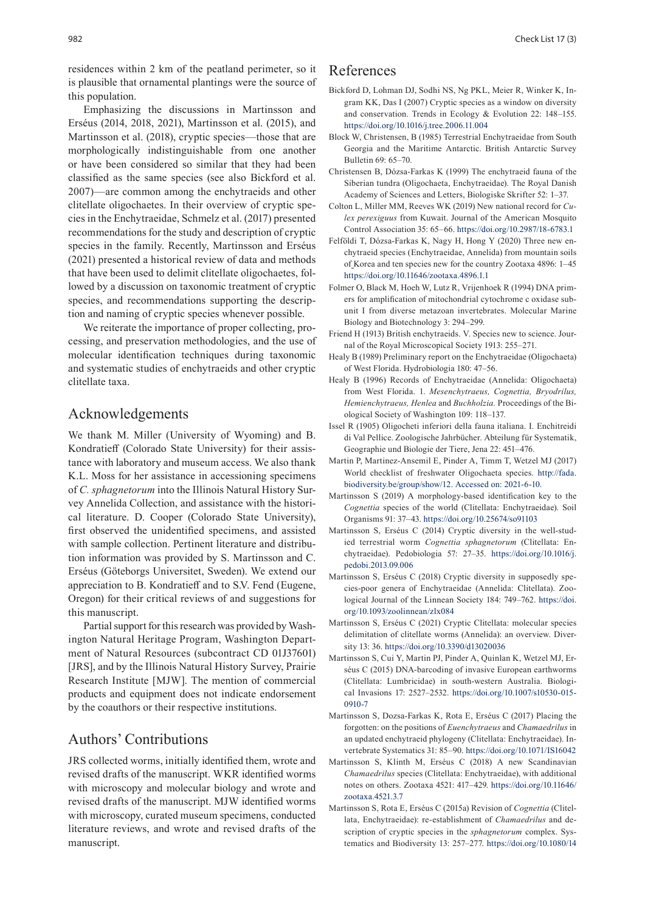residences within 2 km of the peatland perimeter, so it is plausible that ornamental plantings were the source of this population.

Emphasizing the discussions in Martinsson and Erséus (2014, 2018, 2021), Martinsson et al. (2015), and Martinsson et al. (2018), cryptic species—those that are morphologically indistinguishable from one another or have been considered so similar that they had been classified as the same species (see also Bickford et al. 2007)—are common among the enchytraeids and other clitellate oligochaetes. In their overview of cryptic species in the Enchytraeidae, Schmelz et al. (2017) presented recommendations for the study and description of cryptic species in the family. Recently, Martinsson and Erséus (2021) presented a historical review of data and methods that have been used to delimit clitellate oligochaetes, followed by a discussion on taxonomic treatment of cryptic species, and recommendations supporting the description and naming of cryptic species whenever possible.

We reiterate the importance of proper collecting, processing, and preservation methodologies, and the use of molecular identification techniques during taxonomic and systematic studies of enchytraeids and other cryptic clitellate taxa.

## Acknowledgements

We thank M. Miller (University of Wyoming) and B. Kondratieff (Colorado State University) for their assistance with laboratory and museum access. We also thank K.L. Moss for her assistance in accessioning specimens of *C. sphagnetorum* into the Illinois Natural History Survey Annelida Collection, and assistance with the historical literature. D. Cooper (Colorado State University), first observed the unidentified specimens, and assisted with sample collection. Pertinent literature and distribution information was provided by S. Martinsson and C. Erséus (Göteborgs Universitet, Sweden). We extend our appreciation to B. Kondratieff and to S.V. Fend (Eugene, Oregon) for their critical reviews of and suggestions for this manuscript.

Partial support for this research was provided by Washington Natural Heritage Program, Washington Department of Natural Resources (subcontract CD 01J37601) [JRS], and by the Illinois Natural History Survey, Prairie Research Institute [MJW]. The mention of commercial products and equipment does not indicate endorsement by the coauthors or their respective institutions.

## Authors' Contributions

JRS collected worms, initially identified them, wrote and revised drafts of the manuscript. WKR identified worms with microscopy and molecular biology and wrote and revised drafts of the manuscript. MJW identified worms with microscopy, curated museum specimens, conducted literature reviews, and wrote and revised drafts of the manuscript.

## References

Bickford D, Lohman DJ, Sodhi NS, Ng PKL, Meier R, Winker K, Ingram KK, Das I (2007) Cryptic species as a window on diversity and conservation. Trends in Ecology & Evolution 22: 148–155. https://doi.org/10.1016/j.tree.2006.11.004

Block W, Christensen, B (1985) Terrestrial Enchytraeidae from South Georgia and the Maritime Antarctic. British Antarctic Survey Bulletin 69: 65–70.

Christensen B, Dózsa-Farkas K (1999) The enchytraeid fauna of the Siberian tundra (Oligochaeta, Enchytraeidae). The Royal Danish Academy of Sciences and Letters, Biologiske Skrifter 52: 1–37.

Colton L, Miller MM, Reeves WK (2019) New national record for *Culex perexiguus* from Kuwait. Journal of the American Mosquito Control Association 35: 65–66. https://doi.org/10.2987/18-6783.1

Felföldi T, Dózsa-Farkas K, Nagy H, Hong Y (2020) Three new enchytraeid species (Enchytraeidae, Annelida) from mountain soils of Korea and ten species new for the country Zootaxa 4896: 1–45 https://doi.org/10.11646/zootaxa.4896.1.1

Folmer O, Black M, Hoeh W, Lutz R, Vrijenhoek R (1994) DNA primers for amplification of mitochondrial cytochrome c oxidase subunit I from diverse metazoan invertebrates. Molecular Marine Biology and Biotechnology 3: 294–299.

Friend H (1913) British enchytraeids. V. Species new to science. Journal of the Royal Microscopical Society 1913: 255–271.

Healy B (1989) Preliminary report on the Enchytraeidae (Oligochaeta) of West Florida. Hydrobiologia 180: 47–56.

Healy B (1996) Records of Enchytraeidae (Annelida: Oligochaeta) from West Florida. 1. *Mesenchytraeus, Cognettia, Bryodrilus, Hemienchytraeus, Henlea* and *Buchholzia*. Proceedings of the Biological Society of Washington 109: 118–137.

Issel R (1905) Oligocheti inferiori della fauna italiana. I. Enchitreidi di Val Pellice. Zoologische Jahrbücher. Abteilung für Systematik, Geographie und Biologie der Tiere, Jena 22: 451–476.

Martin P, Martinez-Ansemil E, Pinder A, Timm T, Wetzel MJ (2017) World checklist of freshwater Oligochaeta species. http://fada.biodiversity.be/group/show/12. Accessed on: 2021-6-10.

Martinsson S (2019) A morphology-based identification key to the *Cognettia* species of the world (Clitellata: Enchytraeidae). Soil Organisms 91: 37–43. https://doi.org/10.25674/so91103

Martinsson S, Erséus C (2014) Cryptic diversity in the well-studied terrestrial worm *Cognettia sphagnetorum* (Clitellata: Enchytraeidae). Pedobiologia 57: 27–35. https://doi.org/10.1016/j.pedobi.2013.09.006

Martinsson S, Erséus C (2018) Cryptic diversity in supposedly species-poor genera of Enchytraeidae (Annelida: Clitellata). Zoological Journal of the Linnean Society 184: 749–762. https://doi.org/10.1093/zoolinnean/zlx084

Martinsson S, Erséus C (2021) Cryptic Clitellata: molecular species delimitation of clitellate worms (Annelida): an overview. Diversity 13: 36. https://doi.org/10.3390/d13020036

Martinsson S, Cui Y, Martin PJ, Pinder A, Quinlan K, Wetzel MJ, Erséus C (2015) DNA-barcoding of invasive European earthworms (Clitellata: Lumbricidae) in south-western Australia. Biological Invasions 17: 2527–2532. https://doi.org/10.1007/s10530-015-0910-7

Martinsson S, Dozsa-Farkas K, Rota E, Erséus C (2017) Placing the forgotten: on the positions of *Euenchytraeus* and *Chamaedrilus* in an updated enchytraeid phylogeny (Clitellata: Enchytraeidae). Invertebrate Systematics 31: 85–90. https://doi.org/10.1071/IS16042

Martinsson S, Klinth M, Erséus C (2018) A new Scandinavian *Chamaedrilus* species (Clitellata: Enchytraeidae), with additional notes on others. Zootaxa 4521: 417–429. https://doi.org/10.11646/zootaxa.4521.3.7

Martinsson S, Rota E, Erséus C (2015a) Revision of *Cognettia* (Clitellata, Enchytraeidae): re-establishment of *Chamaedrilus* and description of cryptic species in the *sphagnetorum* complex. Systematics and Biodiversity 13: 257–277. https://doi.org/10.1080/14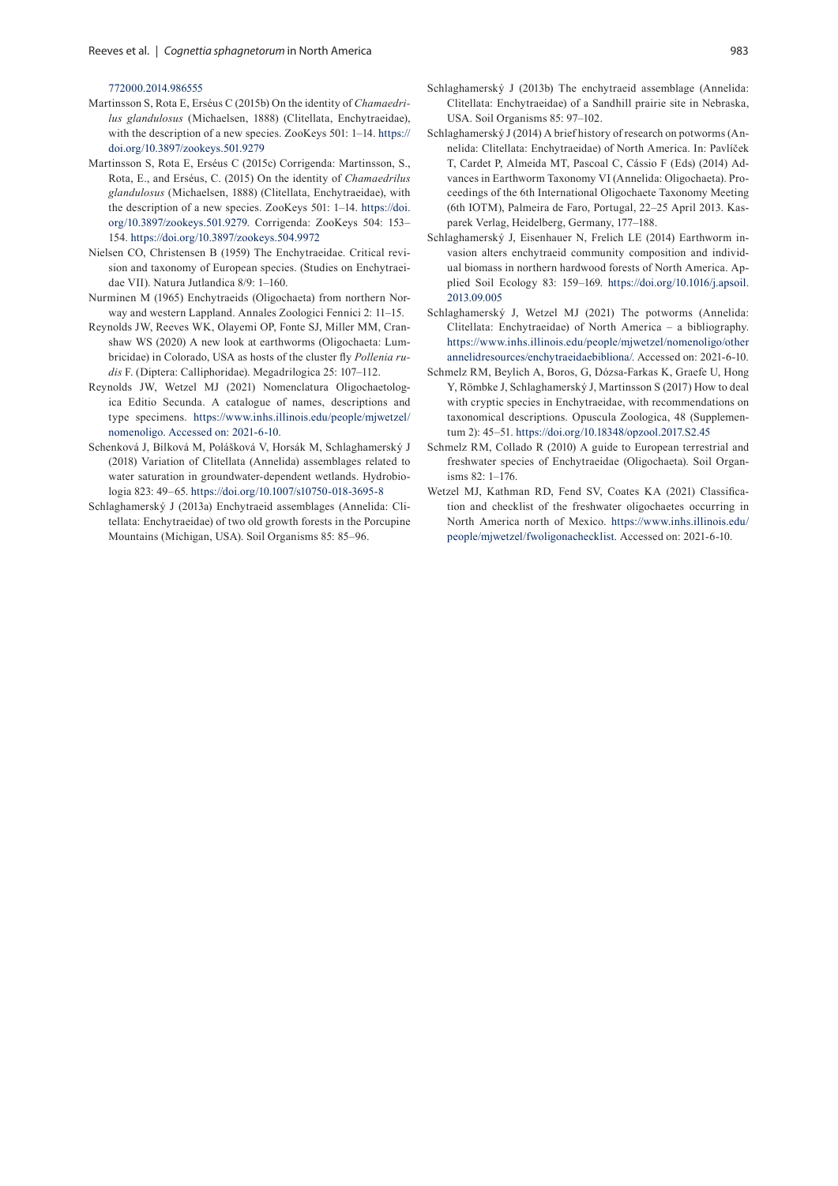772000.2014.986555

Martinsson S, Rota E, Erséus C (2015b) On the identity of *Chamaedrilus glandulosus* (Michaelsen, 1888) (Clitellata, Enchytraeidae), with the description of a new species. ZooKeys 501: 1–14. https://doi.org/10.3897/zookeys.501.9279

Martinsson S, Rota E, Erséus C (2015c) Corrigenda: Martinsson, S., Rota, E., and Erséus, C. (2015) On the identity of *Chamaedrilus glandulosus* (Michaelsen, 1888) (Clitellata, Enchytraeidae), with the description of a new species. ZooKeys 501: 1–14. https://doi.org/10.3897/zookeys.501.9279. Corrigenda: ZooKeys 504: 153–154. https://doi.org/10.3897/zookeys.504.9972

Nielsen CO, Christensen B (1959) The Enchytraeidae. Critical revision and taxonomy of European species. (Studies on Enchytraeidae VII). Natura Jutlandica 8/9: 1–160.

Nurminen M (1965) Enchytraeids (Oligochaeta) from northern Norway and western Lappland. Annales Zoologici Fennici 2: 11–15.

Reynolds JW, Reeves WK, Olayemi OP, Fonte SJ, Miller MM, Cranshaw WS (2020) A new look at earthworms (Oligochaeta: Lumbricidae) in Colorado, USA as hosts of the cluster fly *Pollenia rudis* F. (Diptera: Calliphoridae). Megadrilogica 25: 107–112.

Reynolds JW, Wetzel MJ (2021) Nomenclatura Oligochaetologica Editio Secunda. A catalogue of names, descriptions and type specimens. https://www.inhs.illinois.edu/people/mjwetzel/nomenoligo. Accessed on: 2021-6-10.

Schenková J, Bílková M, Polášková V, Horsák M, Schlaghamerský J (2018) Variation of Clitellata (Annelida) assemblages related to water saturation in groundwater-dependent wetlands. Hydrobiologia 823: 49–65. https://doi.org/10.1007/s10750-018-3695-8

Schlaghamerský J (2013a) Enchytraeid assemblages (Annelida: Clitellata: Enchytraeidae) of two old growth forests in the Porcupine Mountains (Michigan, USA). Soil Organisms 85: 85–96.

Schlaghamerský J (2013b) The enchytraeid assemblage (Annelida: Clitellata: Enchytraeidae) of a Sandhill prairie site in Nebraska, USA. Soil Organisms 85: 97–102.

Schlaghamerský J (2014) A brief history of research on potworms (Annelida: Clitellata: Enchytraeidae) of North America. In: Pavlíček T, Cardet P, Almeida MT, Pascoal C, Cássio F (Eds) (2014) Advances in Earthworm Taxonomy VI (Annelida: Oligochaeta). Proceedings of the 6th International Oligochaete Taxonomy Meeting (6th IOTM), Palmeira de Faro, Portugal, 22–25 April 2013. Kasparek Verlag, Heidelberg, Germany, 177–188.

Schlaghamerský J, Eisenhauer N, Frelich LE (2014) Earthworm invasion alters enchytraeid community composition and individual biomass in northern hardwood forests of North America. Applied Soil Ecology 83: 159–169. https://doi.org/10.1016/j.apsoil.2013.09.005

Schlaghamerský J, Wetzel MJ (2021) The potworms (Annelida: Clitellata: Enchytraeidae) of North America – a bibliography. https://www.inhs.illinois.edu/people/mjwetzel/nomenoligo/other annelidresources/enchytraeidaebibliona/. Accessed on: 2021-6-10.

Schmelz RM, Beylich A, Boros, G, Dózsa-Farkas K, Graefe U, Hong Y, Römbke J, Schlaghamerský J, Martinsson S (2017) How to deal with cryptic species in Enchytraeidae, with recommendations on taxonomical descriptions. Opuscula Zoologica, 48 (Supplementum 2): 45–51. https://doi.org/10.18348/opzool.2017.S2.45

Schmelz RM, Collado R (2010) A guide to European terrestrial and freshwater species of Enchytraeidae (Oligochaeta). Soil Organisms 82: 1–176.

Wetzel MJ, Kathman RD, Fend SV, Coates KA (2021) Classification and checklist of the freshwater oligochaetes occurring in North America north of Mexico. https://www.inhs.illinois.edu/people/mjwetzel/fwoligonachecklist. Accessed on: 2021-6-10.